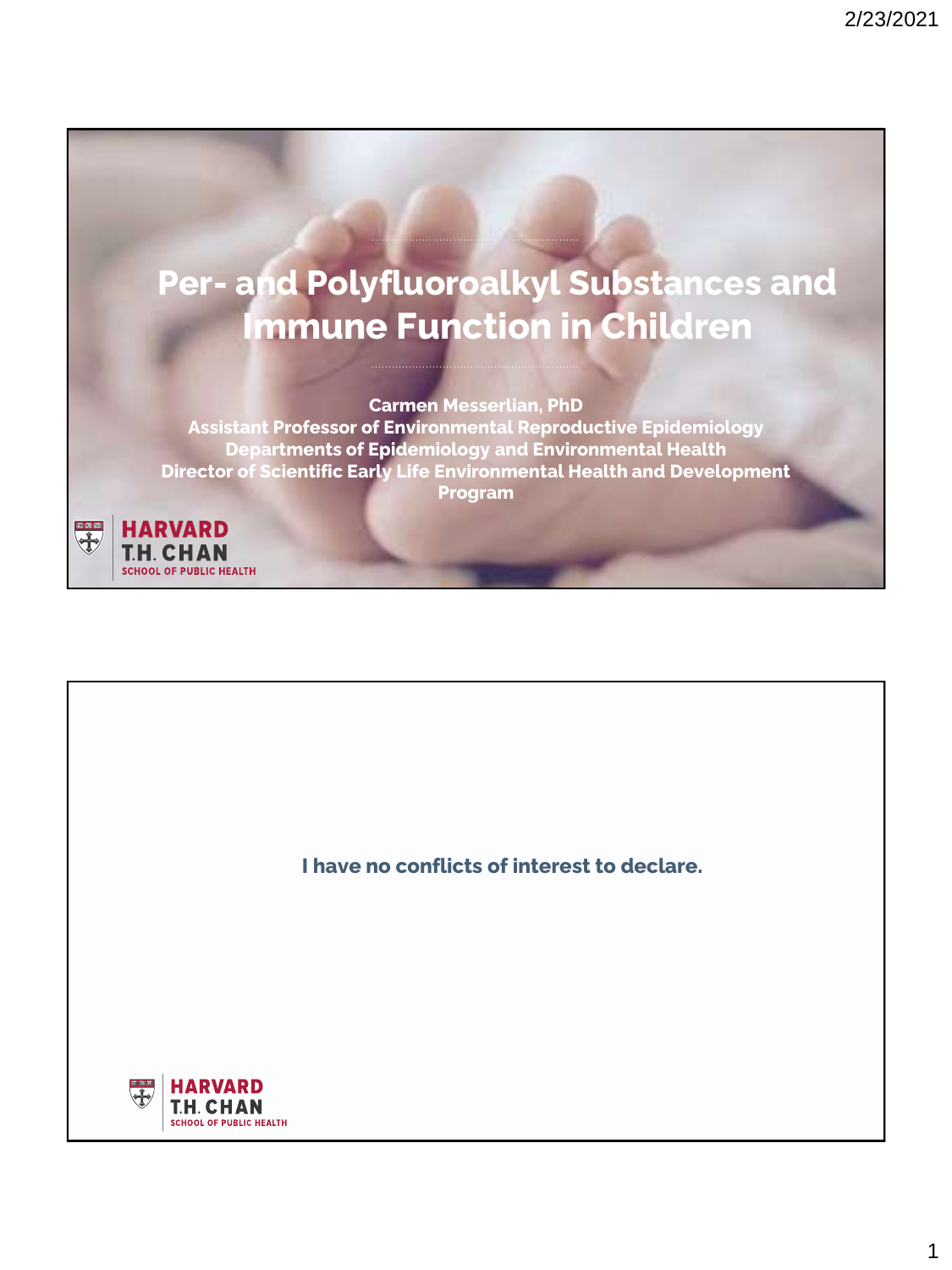# Per- and Polyfluoroalkyl Substances and Immune Function in Children

**Carmen Messerlian, PhD**
**Assistant Professor of Environmental Reproductive Epidemiology**
**Departments of Epidemiology and Environmental Health**
**Director of Scientific Early Life Environmental Health and Development Program**

HARVARD T.H. CHAN SCHOOL OF PUBLIC HEALTH

---

**I have no conflicts of interest to declare.**

HARVARD T.H. CHAN SCHOOL OF PUBLIC HEALTH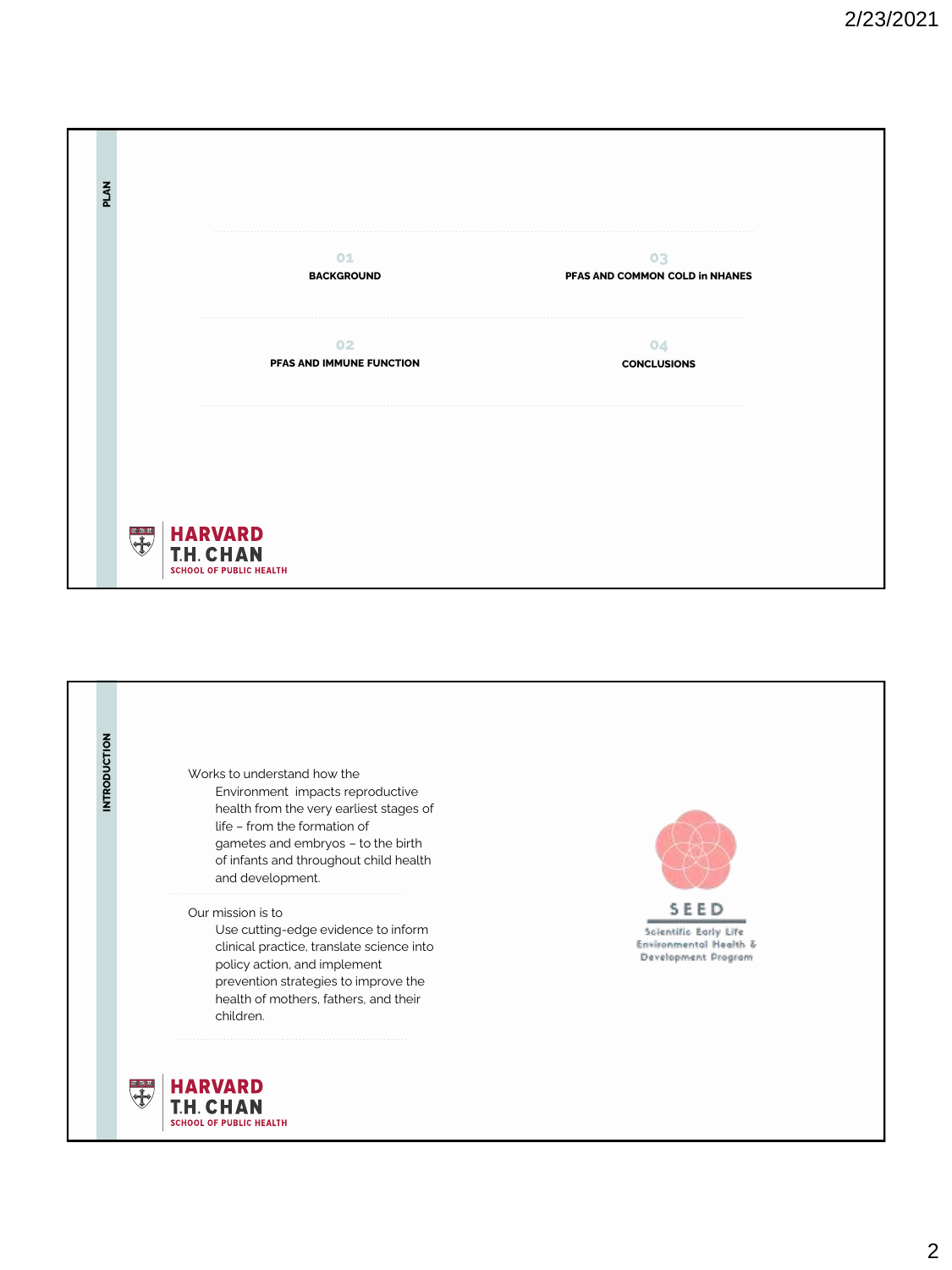## PLAN

01
**BACKGROUND**

02
**PFAS AND IMMUNE FUNCTION**

03
**PFAS AND COMMON COLD in NHANES**

04
**CONCLUSIONS**

HARVARD T.H. CHAN SCHOOL OF PUBLIC HEALTH

## INTRODUCTION

Works to understand how the
Environment impacts reproductive health from the very earliest stages of life – from the formation of gametes and embryos – to the birth of infants and throughout child health and development.

Our mission is to
Use cutting-edge evidence to inform clinical practice, translate science into policy action, and implement prevention strategies to improve the health of mothers, fathers, and their children.

SEED
Scientific Early Life Environmental Health & Development Program

HARVARD T.H. CHAN SCHOOL OF PUBLIC HEALTH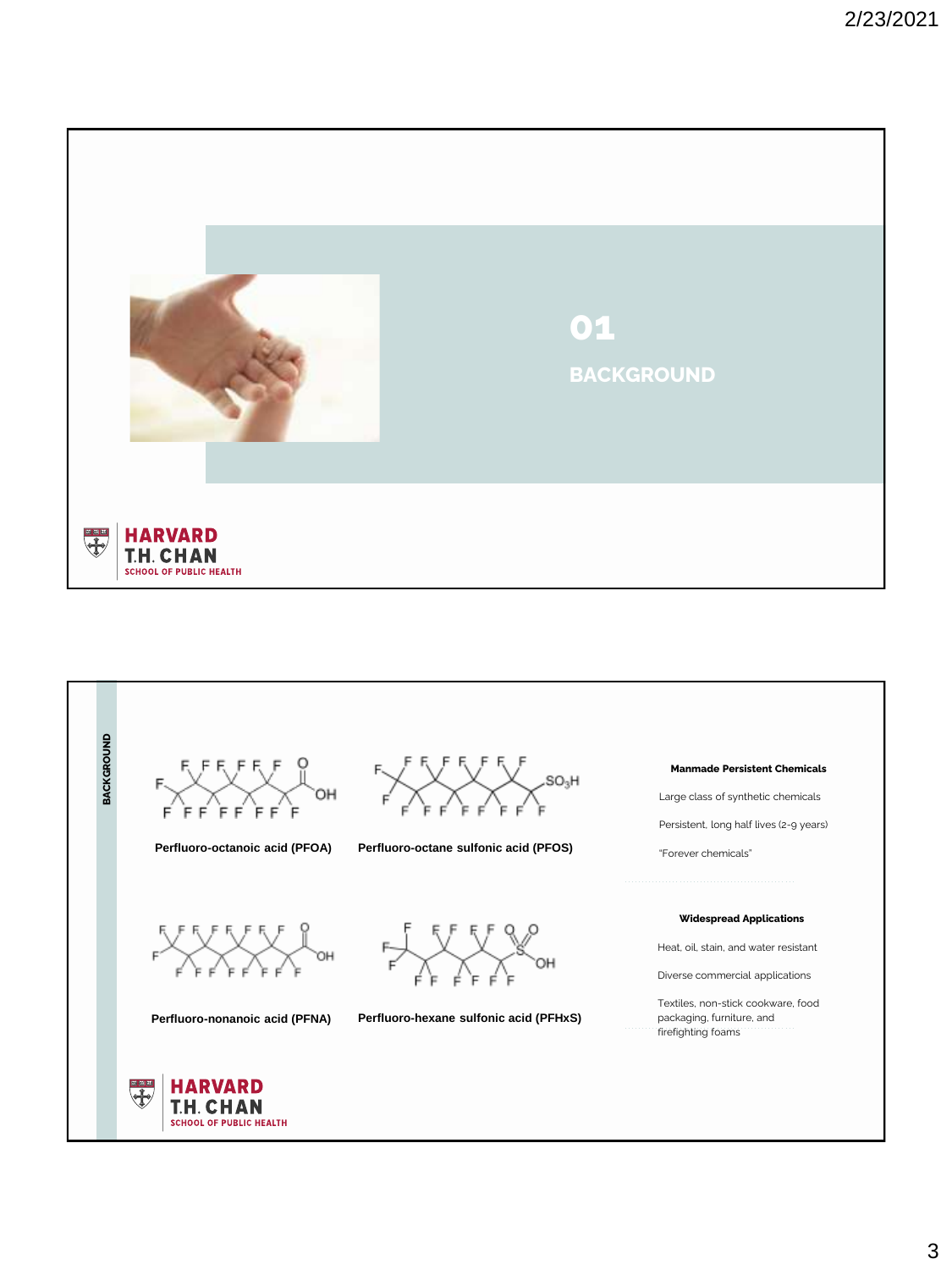# 01

## BACKGROUND

---

BACKGROUND

Perfluoro-octanoic acid (PFOA)

Perfluoro-octane sulfonic acid (PFOS)

Perfluoro-nonanoic acid (PFNA)

Perfluoro-hexane sulfonic acid (PFHxS)

**Manmade Persistent Chemicals**

Large class of synthetic chemicals

Persistent, long half lives (2-9 years)

"Forever chemicals"

**Widespread Applications**

Heat, oil, stain, and water resistant

Diverse commercial applications

Textiles, non-stick cookware, food packaging, furniture, and firefighting foams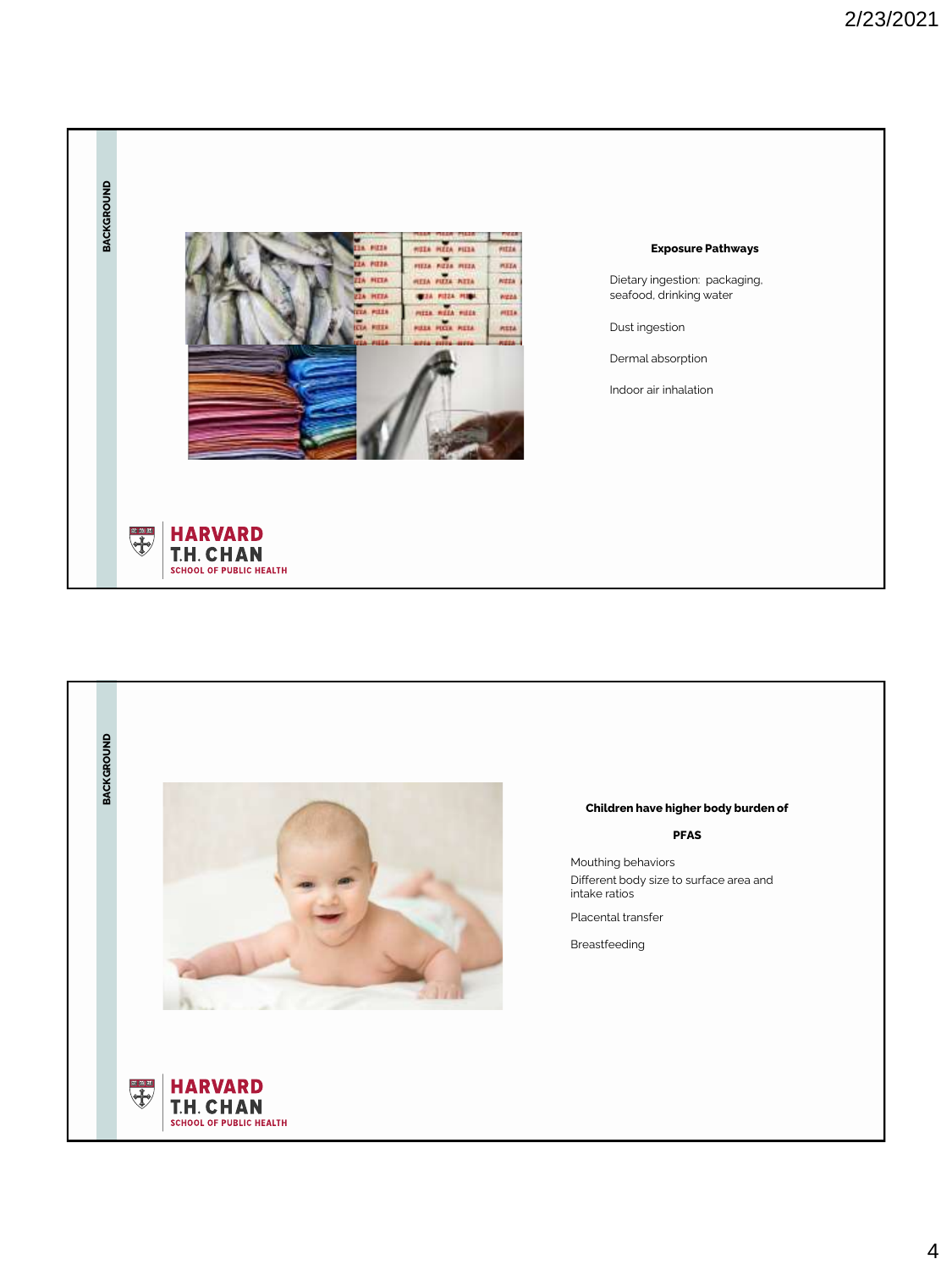BACKGROUND

**Exposure Pathways**

Dietary ingestion: packaging, seafood, drinking water

Dust ingestion

Dermal absorption

Indoor air inhalation

BACKGROUND

**Children have higher body burden of PFAS**

Mouthing behaviors

Different body size to surface area and intake ratios

Placental transfer

Breastfeeding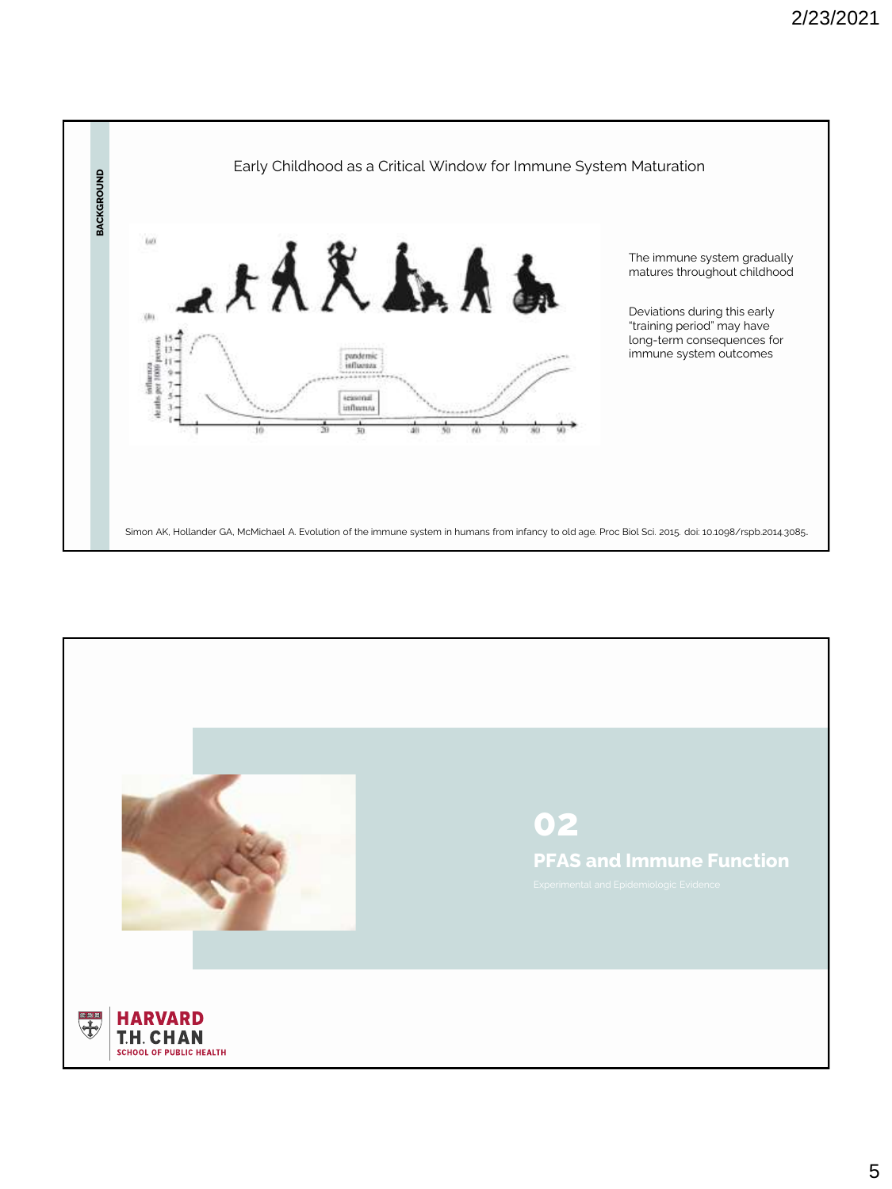BACKGROUND

## Early Childhood as a Critical Window for Immune System Maturation

The immune system gradually matures throughout childhood

Deviations during this early "training period" may have long-term consequences for immune system outcomes

Simon AK, Hollander GA, McMichael A. Evolution of the immune system in humans from infancy to old age. Proc Biol Sci. 2015. doi: 10.1098/rspb.2014.3085.

# 02

## PFAS and Immune Function

Experimental and Epidemiologic Evidence

HARVARD T.H. CHAN SCHOOL OF PUBLIC HEALTH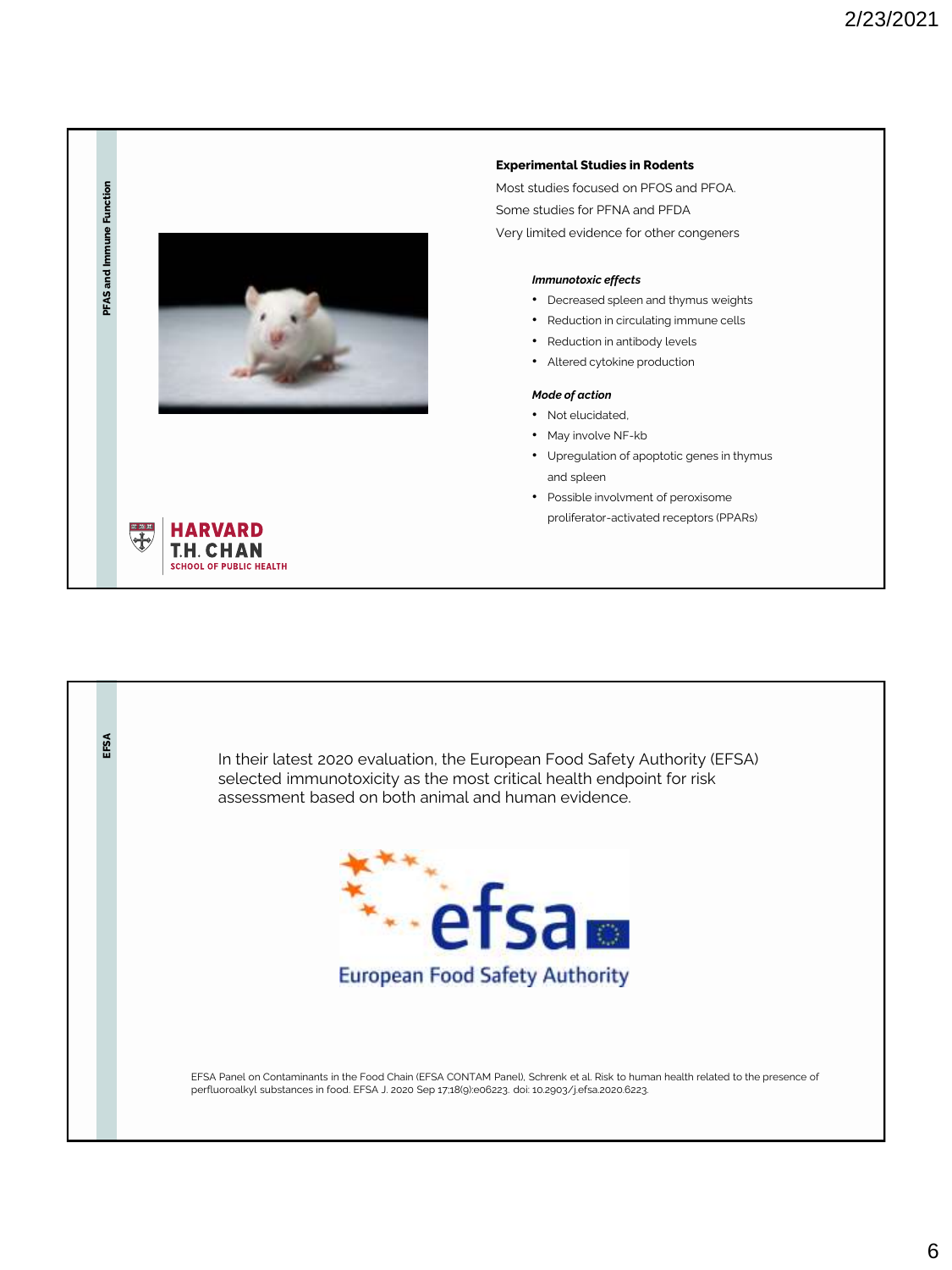PFAS and Immune Function

**Experimental Studies in Rodents**

Most studies focused on PFOS and PFOA.

Some studies for PFNA and PFDA

Very limited evidence for other congeners

***Immunotoxic effects***

- Decreased spleen and thymus weights
- Reduction in circulating immune cells
- Reduction in antibody levels
- Altered cytokine production

***Mode of action***

- Not elucidated,
- May involve NF-kb
- Upregulation of apoptotic genes in thymus and spleen
- Possible involvment of peroxisome proliferator-activated receptors (PPARs)

HARVARD T.H. CHAN SCHOOL OF PUBLIC HEALTH

---

EFSA

In their latest 2020 evaluation, the European Food Safety Authority (EFSA) selected immunotoxicity as the most critical health endpoint for risk assessment based on both animal and human evidence.

efsa European Food Safety Authority

EFSA Panel on Contaminants in the Food Chain (EFSA CONTAM Panel), Schrenk et al. Risk to human health related to the presence of perfluoroalkyl substances in food. EFSA J. 2020 Sep 17;18(9):e06223. doi: 10.2903/j.efsa.2020.6223.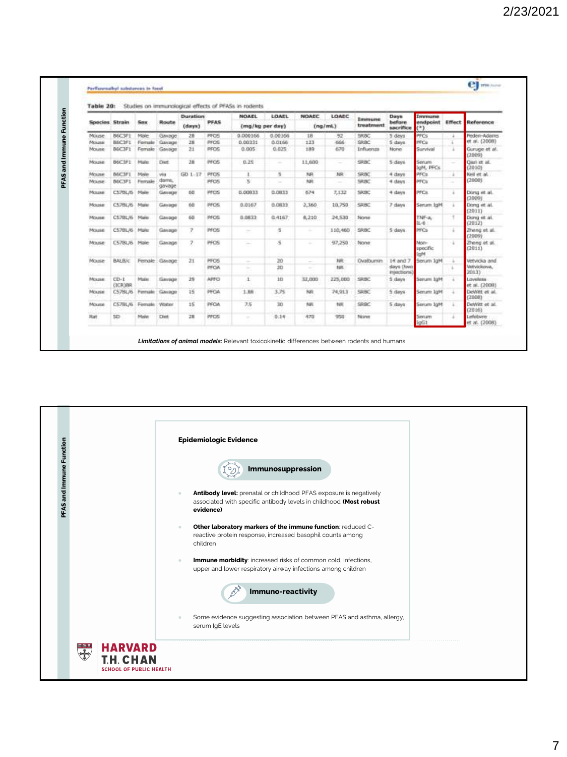## PFAS and Immune Function

Perfluoroalkyl substances in food

**Table 20:** Studies on immunological effects of PFASs in rodents

| Species | Strain | Sex | Route | Duration (days) | PFAS | NOAEL (mg/kg per day) | LOAEL (mg/kg per day) | NOAEC (ng/mL) | LOAEC (ng/mL) | Immune treatment | Days before sacrifice | Immune endpoint (*) | Effect | Reference |
|---|---|---|---|---|---|---|---|---|---|---|---|---|---|---|
| Mouse | B6C3F1 | Male | Gavage | 28 | PFOS | 0.000166 | 0.00166 | 18 | 92 | SRBC | 5 days | PFCs | ↓ | Peden-Adams et al. (2008) |
| Mouse | B6C3F1 | Female | Gavage | 28 | PFOS | 0.00331 | 0.0166 | 123 | 666 | SRBC | 5 days | PFCs | ↓ | |
| Mouse | B6C3F1 | Female | Gavage | 21 | PFOS | 0.005 | 0.025 | 189 | 670 | Influenza | None | Survival | ↓ | Guruge et al. (2009) |
| Mouse | B6C3F1 | Male | Diet | 28 | PFOS | 0.25 | – | 11,600 | – | SRBC | 5 days | Serum IgM, PFCs | – | Qazi et al. (2010) |
| Mouse | B6C3F1 | Male | via dams, gavage | GD 1–17 | PFOS | 1 | 5 | NR | NR | SRBC | 4 days | PFCs | ↓ | Keil et al. (2008) |
| Mouse | B6C3F1 | Female | | | PFOS | 5 | – | NR | – | SRBC | 4 days | PFCs | – | |
| Mouse | C57BL/6 | Male | Gavage | 60 | PFOS | 0.00833 | 0.0833 | 674 | 7,132 | SRBC | 4 days | PFCs | ↓ | Dong et al. (2009) |
| Mouse | C57BL/6 | Male | Gavage | 60 | PFOS | 0.0167 | 0.0833 | 2,360 | 10,750 | SRBC | 7 days | Serum IgM | ↓ | Dong et al. (2011) |
| Mouse | C57BL/6 | Male | Gavage | 60 | PFOS | 0.0833 | 0.4167 | 8,210 | 24,530 | None | | TNF-a, IL-6 | ↑ | Dong et al. (2012) |
| Mouse | C57BL/6 | Male | Gavage | 7 | PFOS | – | 5 | – | 110,460 | SRBC | 5 days | PFCs | ↓ | Zheng et al. (2009) |
| Mouse | C57BL/6 | Male | Gavage | 7 | PFOS | – | 5 | – | 97,250 | None | | Non-specific IgM | ↓ | Zheng et al. (2011) |
| Mouse | BALB/c | Female | Gavage | 21 | PFOS | – | 20 | – | NR | Ovalbumin | 14 and 7 days (two injections) | Serum IgM | ↓ | Vetvicka and Vetvickova, 2013) |
| | | | | | PFOA | – | 20 | – | NR | | | | ↓ | |
| Mouse | CD-1 (ICR)BR | Male | Gavage | 29 | APFO | 1 | 10 | 32,000 | 225,000 | SRBC | 5 days | Serum IgM | ↓ | Loveless et al. (2008) |
| Mouse | C57BL/6 | Female | Gavage | 15 | PFOA | 1.88 | 3.75 | NR | 74,913 | SRBC | 5 days | Serum IgM | ↓ | DeWitt et al. (2008) |
| Mouse | C57BL/6 | Female | Water | 15 | PFOA | 7.5 | 30 | NR | NR | SRBC | 5 days | Serum IgM | ↓ | DeWitt et al. (2016) |
| Rat | SD | Male | Diet | 28 | PFOS | – | 0.14 | 470 | 950 | None | | Serum IgG1 | ↓ | Lefebvre et al. (2008) |

***Limitations of animal models:*** Relevant toxicokinetic differences between rodents and humans

## PFAS and Immune Function

### Epidemiologic Evidence

#### Immunosuppression

- **Antibody level:** prenatal or childhood PFAS exposure is negatively associated with specific antibody levels in childhood **(Most robust evidence)**
- **Other laboratory markers of the immune function**: reduced C-reactive protein response, increased basophil counts among children
- **Immune morbidity**: increased risks of common cold, infections, upper and lower respiratory airway infections among children

#### Immuno-reactivity

- Some evidence suggesting association between PFAS and asthma, allergy, serum IgE levels

HARVARD T.H. CHAN SCHOOL OF PUBLIC HEALTH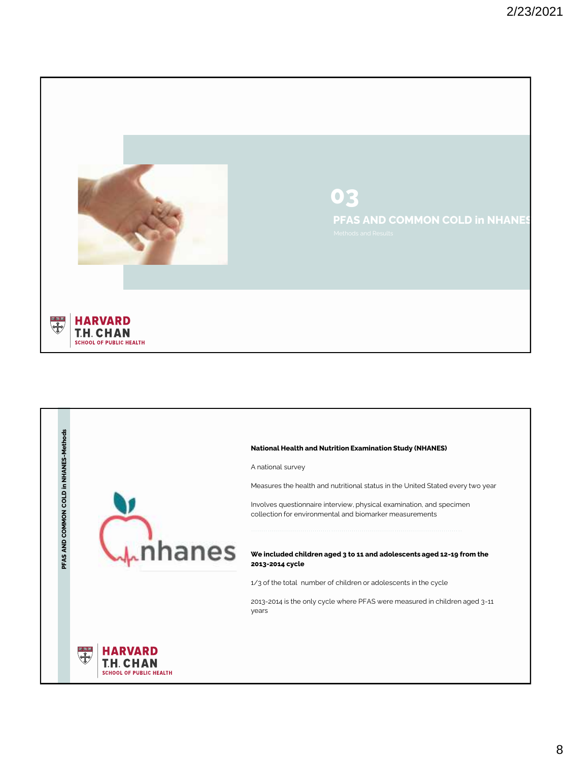## 03

## PFAS AND COMMON COLD in NHANES

Methods and Results

---

PFAS AND COMMON COLD in NHANES-Methods

**National Health and Nutrition Examination Study (NHANES)**

A national survey

Measures the health and nutritional status in the United Stated every two year

Involves questionnaire interview, physical examination, and specimen collection for environmental and biomarker measurements

**We included children aged 3 to 11 and adolescents aged 12-19 from the 2013-2014 cycle**

1/3 of the total number of children or adolescents in the cycle

2013-2014 is the only cycle where PFAS were measured in children aged 3-11 years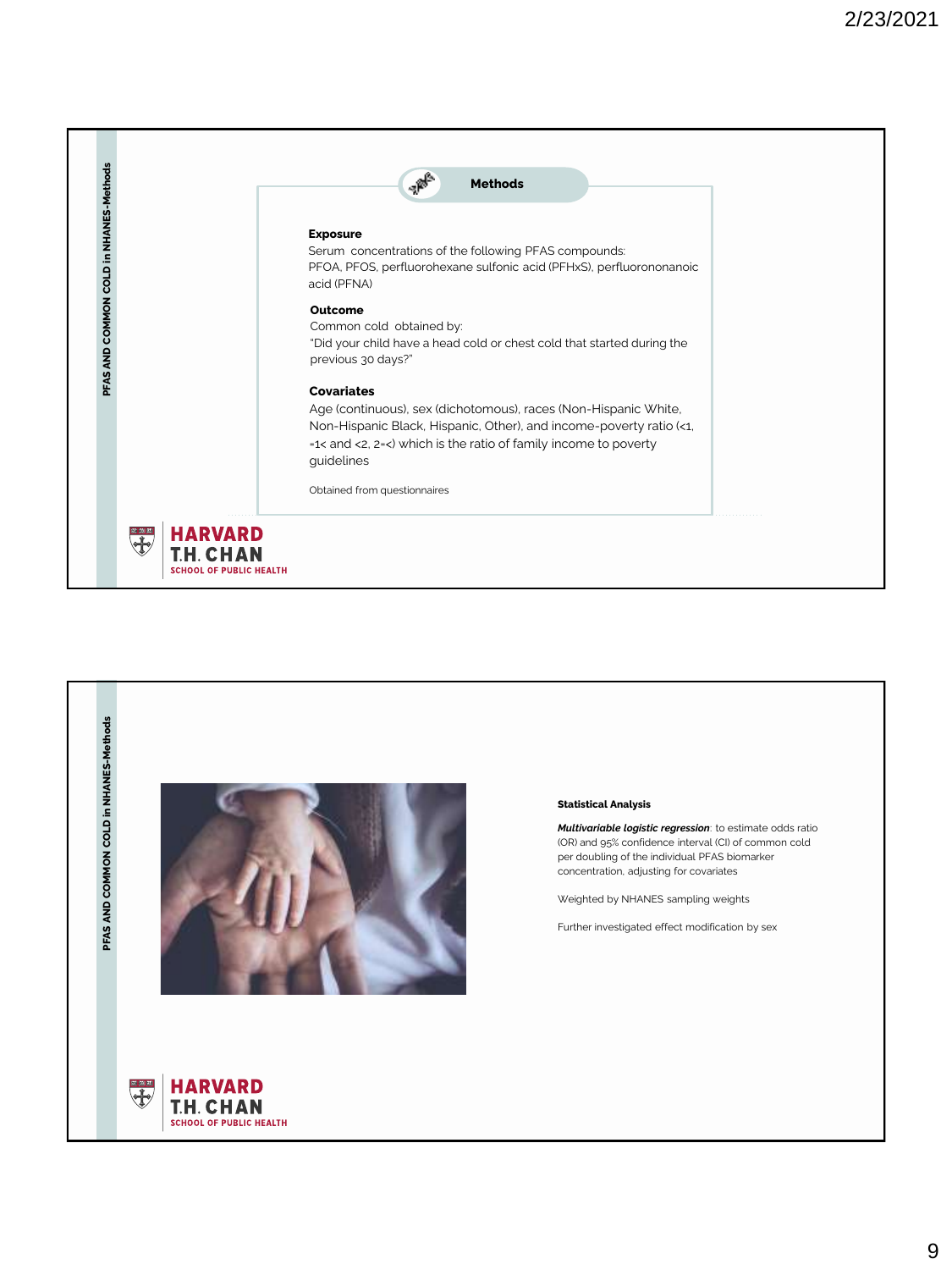## Methods

**Exposure**

Serum concentrations of the following PFAS compounds:
PFOA, PFOS, perfluorohexane sulfonic acid (PFHxS), perfluorononanoic acid (PFNA)

**Outcome**

Common cold obtained by:
"Did your child have a head cold or chest cold that started during the previous 30 days?"

**Covariates**

Age (continuous), sex (dichotomous), races (Non-Hispanic White, Non-Hispanic Black, Hispanic, Other), and income-poverty ratio (<1, =1< and <2, 2=<) which is the ratio of family income to poverty guidelines

Obtained from questionnaires

**Statistical Analysis**

***Multivariable logistic regression***: to estimate odds ratio (OR) and 95% confidence interval (CI) of common cold per doubling of the individual PFAS biomarker concentration, adjusting for covariates

Weighted by NHANES sampling weights

Further investigated effect modification by sex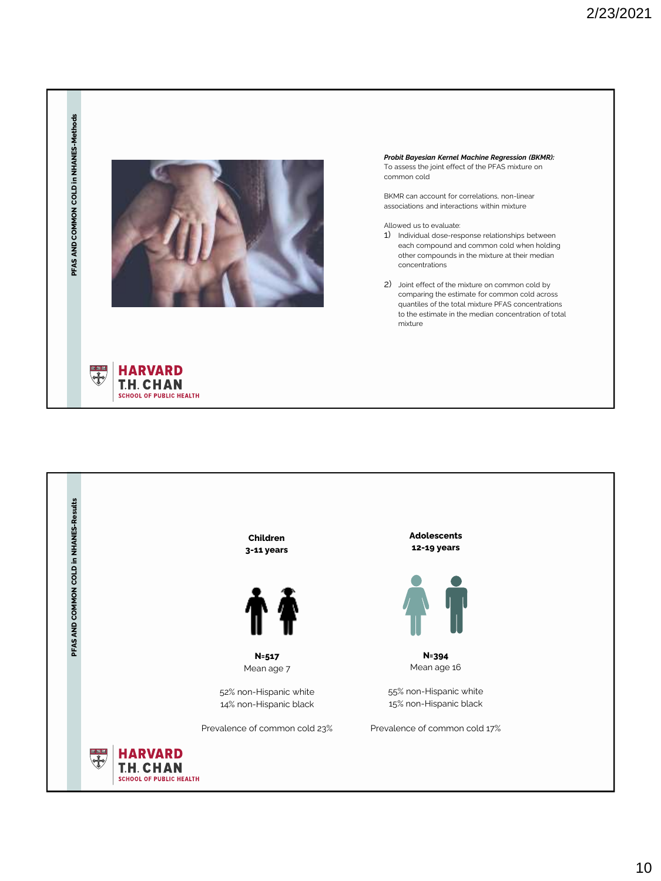## PFAS AND COMMON COLD in NHANES-Methods

***Probit Bayesian Kernel Machine Regression (BKMR):***
To assess the joint effect of the PFAS mixture on common cold

BKMR can account for correlations, non-linear associations and interactions within mixture

Allowed us to evaluate:

1) Individual dose-response relationships between each compound and common cold when holding other compounds in the mixture at their median concentrations

2) Joint effect of the mixture on common cold by comparing the estimate for common cold across quantiles of the total mixture PFAS concentrations to the estimate in the median concentration of total mixture

**HARVARD T.H. CHAN SCHOOL OF PUBLIC HEALTH**

## PFAS AND COMMON COLD in NHANES-Results

| **Children 3-11 years** | **Adolescents 12-19 years** |
|---|---|
| **N=517** | **N=394** |
| Mean age 7 | Mean age 16 |
| 52% non-Hispanic white | 55% non-Hispanic white |
| 14% non-Hispanic black | 15% non-Hispanic black |
| Prevalence of common cold 23% | Prevalence of common cold 17% |

**HARVARD T.H. CHAN SCHOOL OF PUBLIC HEALTH**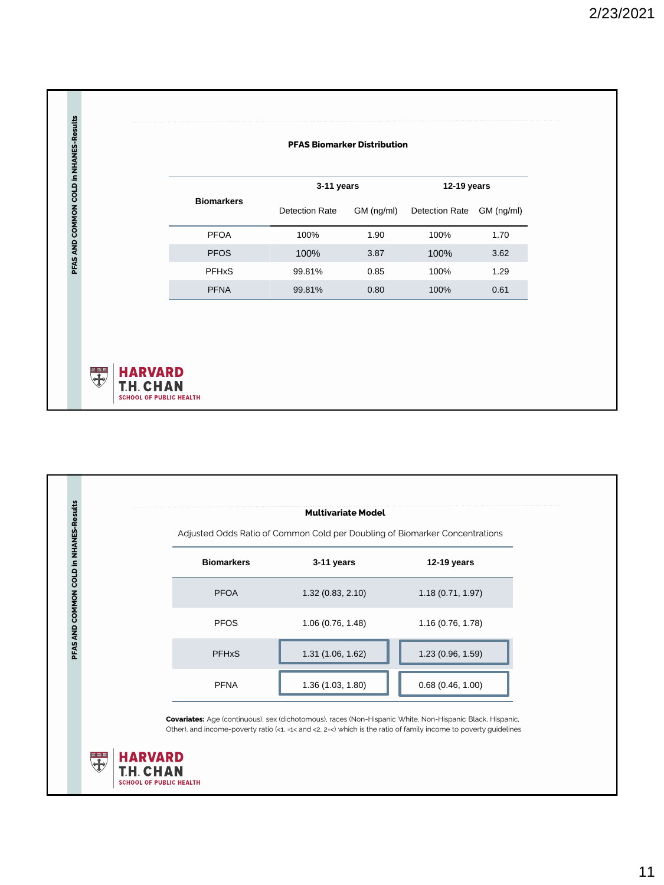PFAS AND COMMON COLD in NHANES-Results

### PFAS Biomarker Distribution

| Biomarkers | 3-11 years | | 12-19 years | |
|---|---|---|---|---|
| | Detection Rate | GM (ng/ml) | Detection Rate | GM (ng/ml) |
| PFOA | 100% | 1.90 | 100% | 1.70 |
| PFOS | 100% | 3.87 | 100% | 3.62 |
| PFHxS | 99.81% | 0.85 | 100% | 1.29 |
| PFNA | 99.81% | 0.80 | 100% | 0.61 |

HARVARD T.H. CHAN SCHOOL OF PUBLIC HEALTH

PFAS AND COMMON COLD in NHANES-Results

### Multivariate Model

Adjusted Odds Ratio of Common Cold per Doubling of Biomarker Concentrations

| Biomarkers | 3-11 years | 12-19 years |
|---|---|---|
| PFOA | 1.32 (0.83, 2.10) | 1.18 (0.71, 1.97) |
| PFOS | 1.06 (0.76, 1.48) | 1.16 (0.76, 1.78) |
| PFHxS | 1.31 (1.06, 1.62) | 1.23 (0.96, 1.59) |
| PFNA | 1.36 (1.03, 1.80) | 0.68 (0.46, 1.00) |

**Covariates:** Age (continuous), sex (dichotomous), races (Non-Hispanic White, Non-Hispanic Black, Hispanic, Other), and income-poverty ratio (<1, =1< and <2, 2=<) which is the ratio of family income to poverty guidelines

HARVARD T.H. CHAN SCHOOL OF PUBLIC HEALTH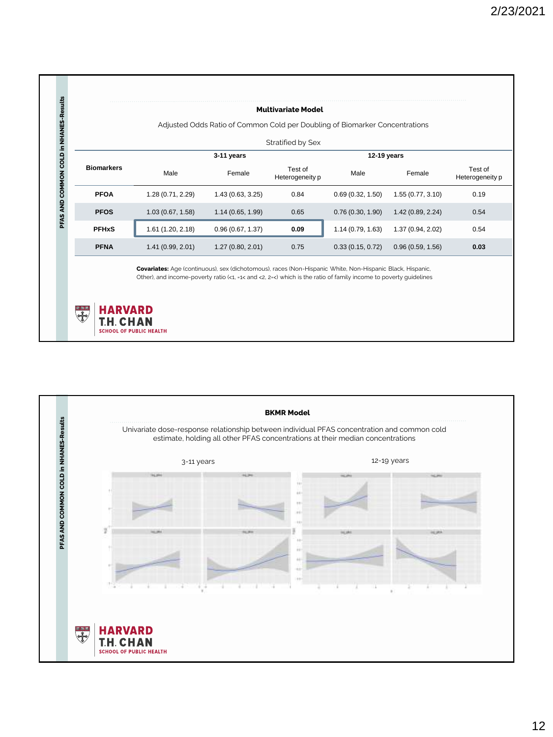PFAS AND COMMON COLD in NHANES-Results

## Multivariate Model

Adjusted Odds Ratio of Common Cold per Doubling of Biomarker Concentrations

Stratified by Sex

| Biomarkers | 3-11 years | | | 12-19 years | | |
|---|---|---|---|---|---|---|
| | Male | Female | Test of Heterogeneity p | Male | Female | Test of Heterogeneity p |
| **PFOA** | 1.28 (0.71, 2.29) | 1.43 (0.63, 3.25) | 0.84 | 0.69 (0.32, 1.50) | 1.55 (0.77, 3.10) | 0.19 |
| **PFOS** | 1.03 (0.67, 1.58) | 1.14 (0.65, 1.99) | 0.65 | 0.76 (0.30, 1.90) | 1.42 (0.89, 2.24) | 0.54 |
| **PFHxS** | 1.61 (1.20, 2.18) | 0.96 (0.67, 1.37) | **0.09** | 1.14 (0.79, 1.63) | 1.37 (0.94, 2.02) | 0.54 |
| **PFNA** | 1.41 (0.99, 2.01) | 1.27 (0.80, 2.01) | 0.75 | 0.33 (0.15, 0.72) | 0.96 (0.59, 1.56) | **0.03** |

**Covariates:** Age (continuous), sex (dichotomous), races (Non-Hispanic White, Non-Hispanic Black, Hispanic, Other), and income-poverty ratio (<1, =1< and <2, 2=<) which is the ratio of family income to poverty guidelines

HARVARD T.H. CHAN SCHOOL OF PUBLIC HEALTH

PFAS AND COMMON COLD in NHANES-Results

## BKMR Model

Univariate dose-response relationship between individual PFAS concentration and common cold estimate, holding all other PFAS concentrations at their median concentrations

3-11 years

12-19 years

HARVARD T.H. CHAN SCHOOL OF PUBLIC HEALTH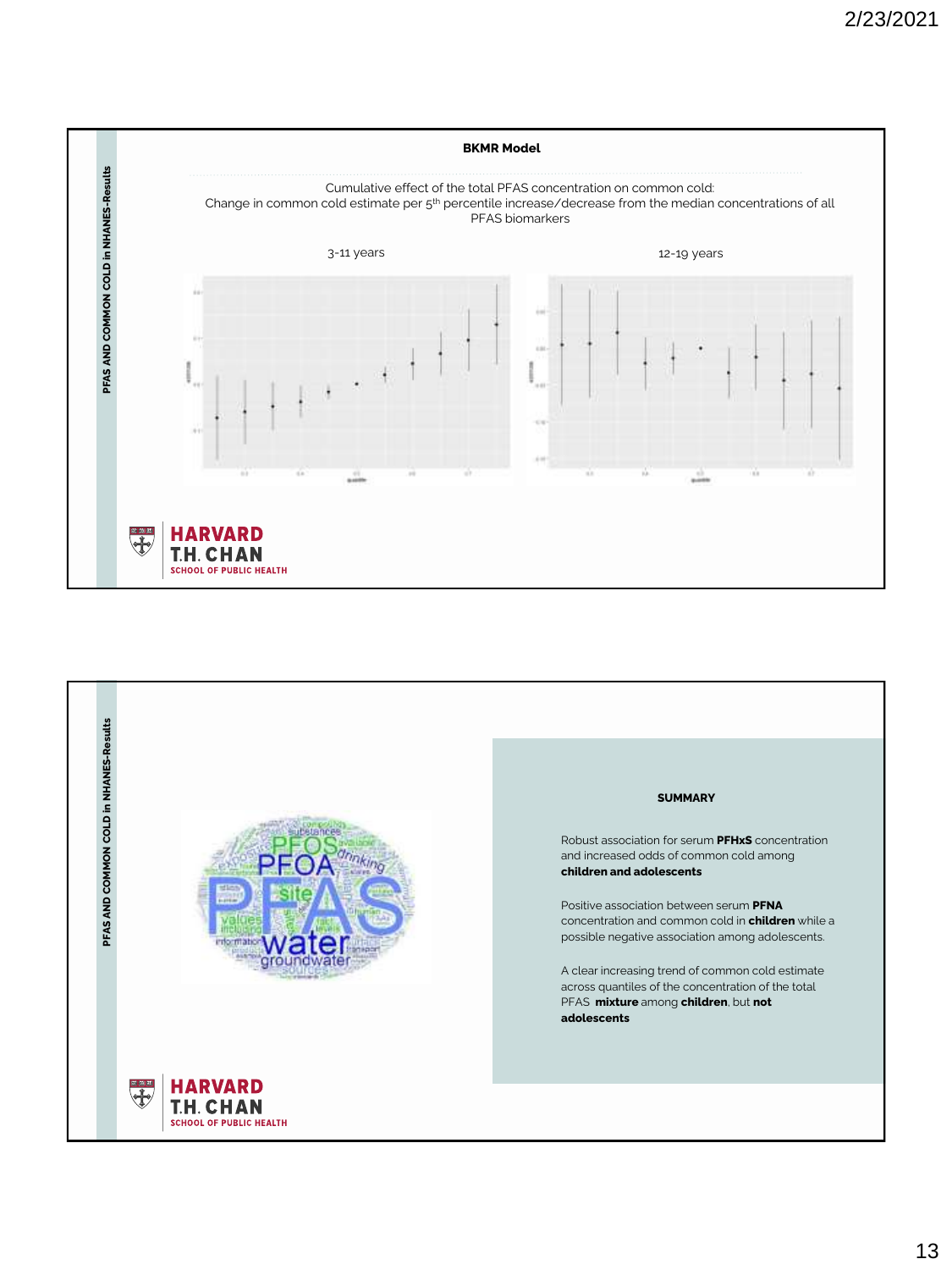PFAS AND COMMON COLD in NHANES-Results

**BKMR Model**

Cumulative effect of the total PFAS concentration on common cold:
Change in common cold estimate per 5th percentile increase/decrease from the median concentrations of all PFAS biomarkers

3-11 years

12-19 years

PFAS AND COMMON COLD in NHANES-Results

**SUMMARY**

Robust association for serum **PFHxS** concentration and increased odds of common cold among **children and adolescents**

Positive association between serum **PFNA** concentration and common cold in **children** while a possible negative association among adolescents.

A clear increasing trend of common cold estimate across quantiles of the concentration of the total PFAS **mixture** among **children**, but **not adolescents**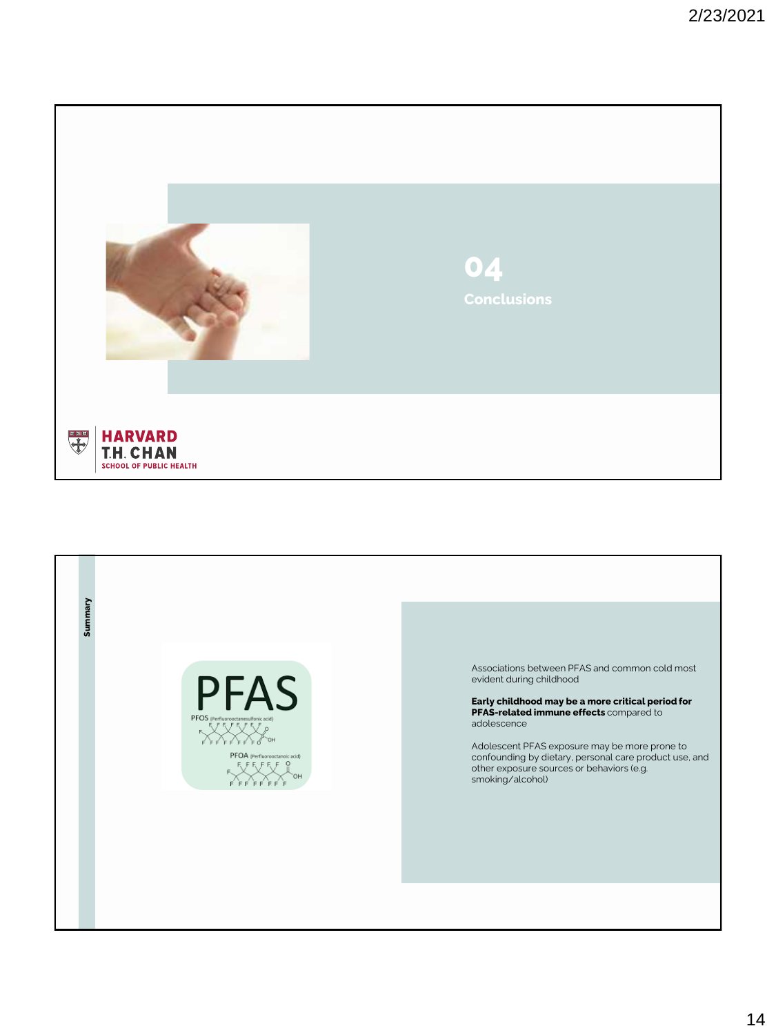## 04

## Conclusions

HARVARD T.H. CHAN SCHOOL OF PUBLIC HEALTH

### Summary

PFAS

PFOS (Perfluorooctanesulfonic acid)

PFOA (Perfluorooctanoic acid)

Associations between PFAS and common cold most evident during childhood

**Early childhood may be a more critical period for PFAS-related immune effects** compared to adolescence

Adolescent PFAS exposure may be more prone to confounding by dietary, personal care product use, and other exposure sources or behaviors (e.g. smoking/alcohol)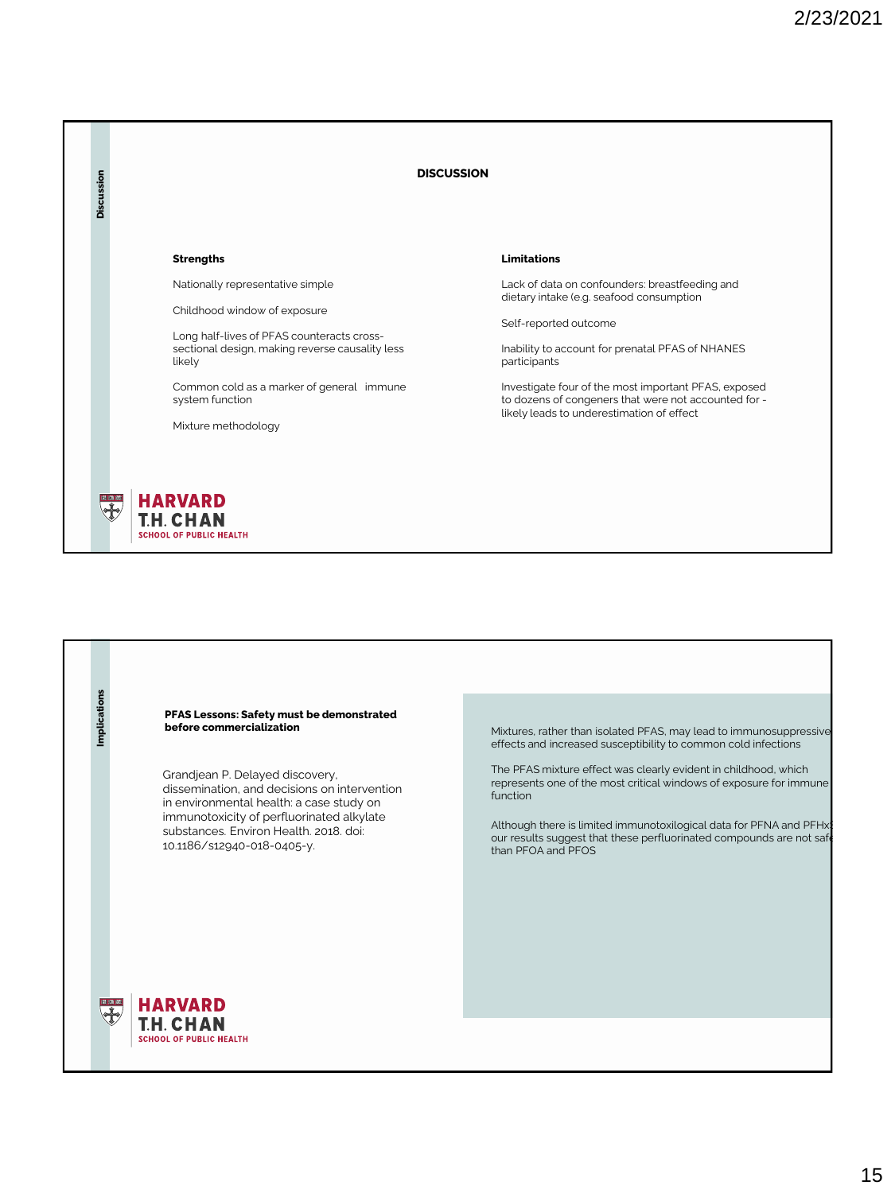## DISCUSSION

### Strengths

Nationally representative simple

Childhood window of exposure

Long half-lives of PFAS counteracts cross-sectional design, making reverse causality less likely

Common cold as a marker of general immune system function

Mixture methodology

### Limitations

Lack of data on confounders: breastfeeding and dietary intake (e.g. seafood consumption

Self-reported outcome

Inability to account for prenatal PFAS of NHANES participants

Investigate four of the most important PFAS, exposed to dozens of congeners that were not accounted for - likely leads to underestimation of effect

---

## Implications

**PFAS Lessons: Safety must be demonstrated before commercialization**

Grandjean P. Delayed discovery, dissemination, and decisions on intervention in environmental health: a case study on immunotoxicity of perfluorinated alkylate substances. Environ Health. 2018. doi: 10.1186/s12940-018-0405-y.

Mixtures, rather than isolated PFAS, may lead to immunosuppressive effects and increased susceptibility to common cold infections

The PFAS mixture effect was clearly evident in childhood, which represents one of the most critical windows of exposure for immune function

Although there is limited immunotoxilogical data for PFNA and PFHx: our results suggest that these perfluorinated compounds are not safe than PFOA and PFOS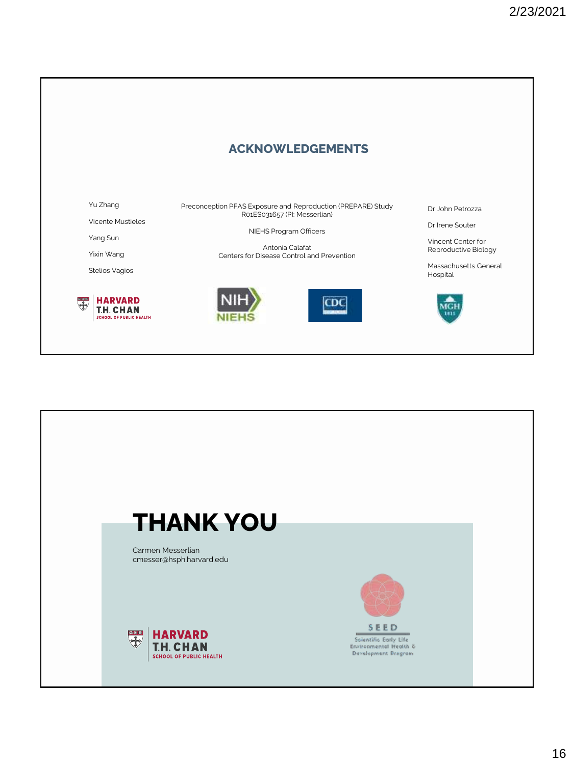## ACKNOWLEDGEMENTS

Yu Zhang

Vicente Mustieles

Yang Sun

Yixin Wang

Stelios Vagios

Preconception PFAS Exposure and Reproduction (PREPARE) Study
R01ES031657 (PI: Messerlian)

NIEHS Program Officers

Antonia Calafat
Centers for Disease Control and Prevention

Dr John Petrozza

Dr Irene Souter

Vincent Center for Reproductive Biology

Massachusetts General Hospital

HARVARD T.H. CHAN SCHOOL OF PUBLIC HEALTH

NIH NIEHS

CDC

MGH

# THANK YOU

Carmen Messerlian
cmesser@hsph.harvard.edu

HARVARD T.H. CHAN SCHOOL OF PUBLIC HEALTH

SEED
Scientific Early Life Environmental Health & Development Program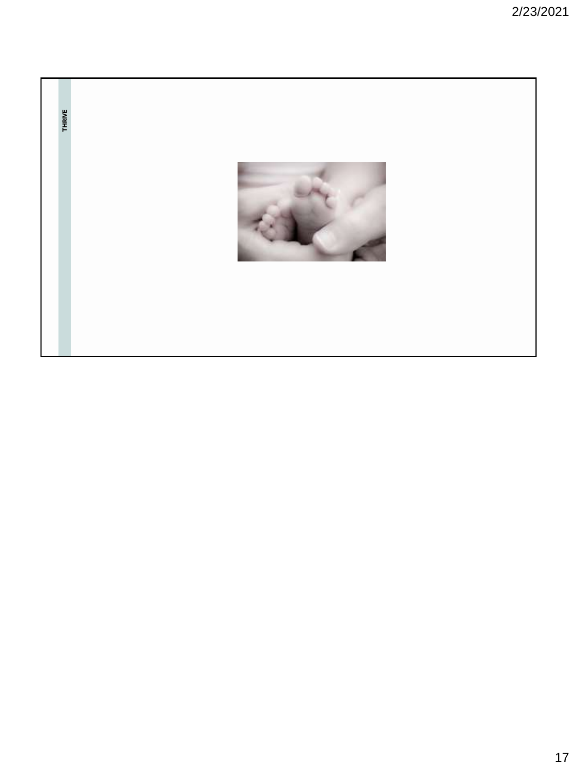THRIVE